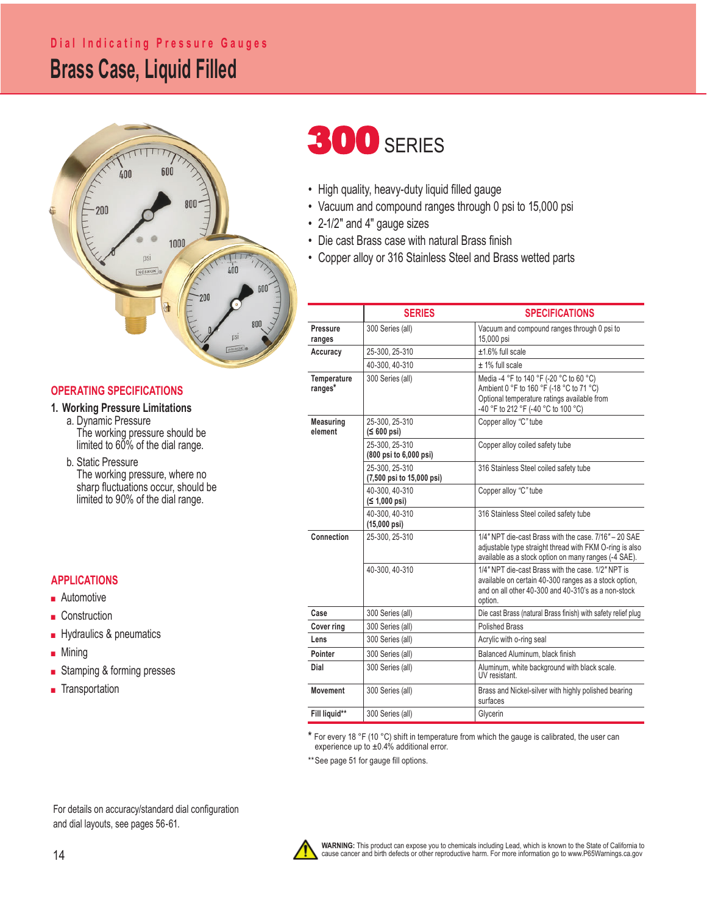# Dial Indicating Pressure Gauges

## Brass Case, Liquid Filled

# 300 SERIES

- High quality, heavy-duty liquid filled gauge
- Vacuum and compound ranges through 0 psi to 15,000 psi
- 2-1/2" and 4" gauge sizes
- Die cast Brass case with natural Brass finish
- Copper alloy or 316 Stainless Steel and Brass wetted parts

| | SERIES | SPECIFICATIONS |
|---|---|---|
| Pressure ranges | 300 Series (all) | Vacuum and compound ranges through 0 psi to 15,000 psi |
| Accuracy | 25-300, 25-310 | ±1.6% full scale |
| | 40-300, 40-310 | ± 1% full scale |
| Temperature ranges* | 300 Series (all) | Media -4 °F to 140 °F (-20 °C to 60 °C)<br>Ambient 0 °F to 160 °F (-18 °C to 71 °C)<br>Optional temperature ratings available from -40 °F to 212 °F (-40 °C to 100 °C) |
| Measuring element | 25-300, 25-310 **(≤ 600 psi)** | Copper alloy "C" tube |
| | 25-300, 25-310 **(800 psi to 6,000 psi)** | Copper alloy coiled safety tube |
| | 25-300, 25-310 **(7,500 psi to 15,000 psi)** | 316 Stainless Steel coiled safety tube |
| | 40-300, 40-310 **(≤ 1,000 psi)** | Copper alloy "C" tube |
| | 40-300, 40-310 **(15,000 psi)** | 316 Stainless Steel coiled safety tube |
| Connection | 25-300, 25-310 | 1/4" NPT die-cast Brass with the case. 7/16" – 20 SAE adjustable type straight thread with FKM O-ring is also available as a stock option on many ranges (-4 SAE). |
| | 40-300, 40-310 | 1/4" NPT die-cast Brass with the case. 1/2" NPT is available on certain 40-300 ranges as a stock option, and on all other 40-300 and 40-310's as a non-stock option. |
| Case | 300 Series (all) | Die cast Brass (natural Brass finish) with safety relief plug |
| Cover ring | 300 Series (all) | Polished Brass |
| Lens | 300 Series (all) | Acrylic with o-ring seal |
| Pointer | 300 Series (all) | Balanced Aluminum, black finish |
| Dial | 300 Series (all) | Aluminum, white background with black scale. UV resistant. |
| Movement | 300 Series (all) | Brass and Nickel-silver with highly polished bearing surfaces |
| Fill liquid** | 300 Series (all) | Glycerin |

\* For every 18 °F (10 °C) shift in temperature from which the gauge is calibrated, the user can experience up to ±0.4% additional error.

\*\* See page 51 for gauge fill options.

## OPERATING SPECIFICATIONS

### 1. Working Pressure Limitations

a. Dynamic Pressure
The working pressure should be limited to 60% of the dial range.

b. Static Pressure
The working pressure, where no sharp fluctuations occur, should be limited to 90% of the dial range.

## APPLICATIONS

- Automotive
- Construction
- Hydraulics & pneumatics
- Mining
- Stamping & forming presses
- Transportation

For details on accuracy/standard dial configuration and dial layouts, see pages 56-61.

**WARNING:** This product can expose you to chemicals including Lead, which is known to the State of California to cause cancer and birth defects or other reproductive harm. For more information go to www.P65Warnings.ca.gov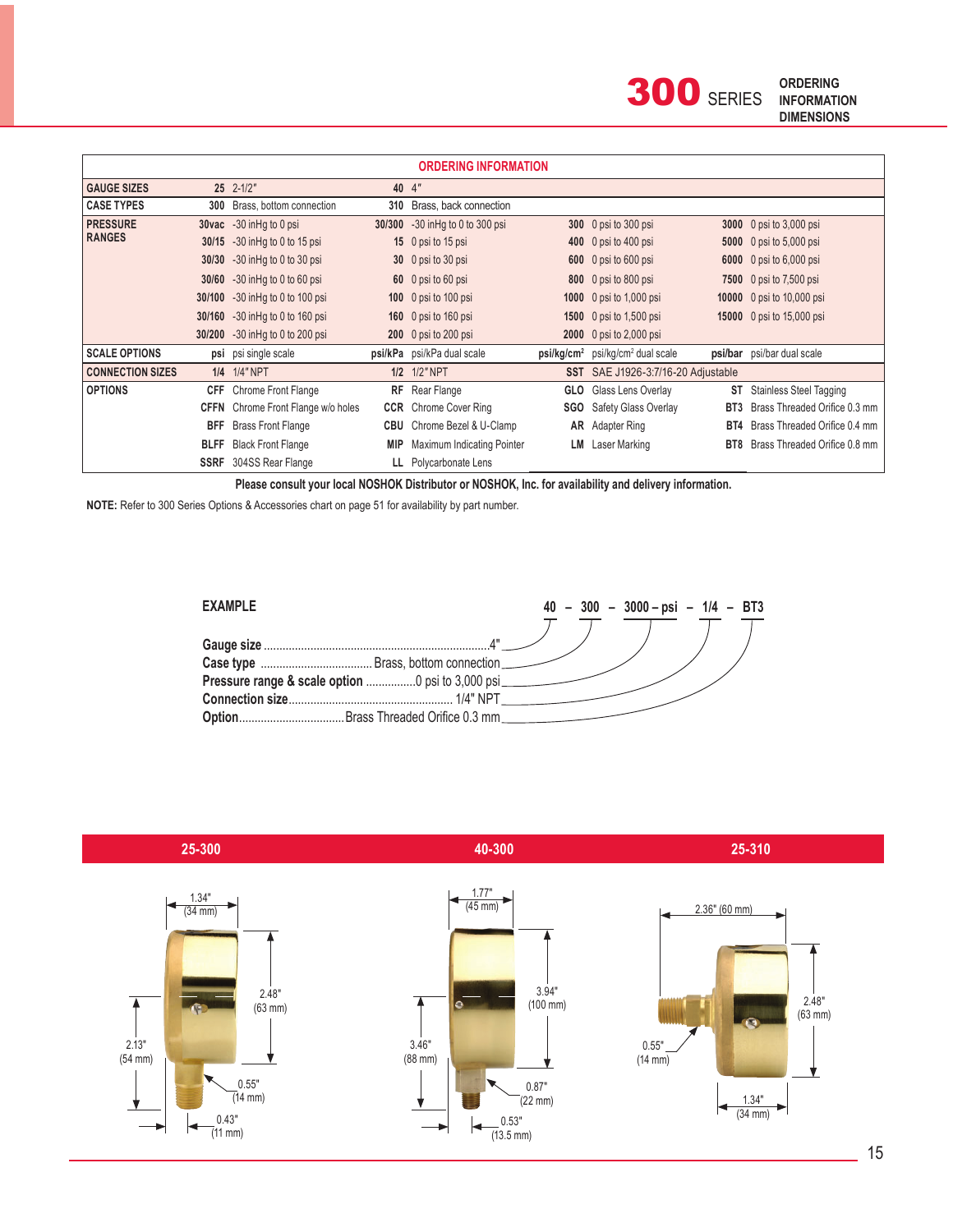# 300 SERIES

ORDERING INFORMATION
DIMENSIONS

## ORDERING INFORMATION

| | | | | | | | | |
|---|---|---|---|---|---|---|---|---|
| **GAUGE SIZES** | **25** | 2-1/2" | **40** | 4" | | | | |
| **CASE TYPES** | **300** | Brass, bottom connection | **310** | Brass, back connection | | | | |
| **PRESSURE RANGES** | **30vac** | -30 inHg to 0 psi | **30/300** | -30 inHg to 0 to 300 psi | **300** | 0 psi to 300 psi | **3000** | 0 psi to 3,000 psi |
| | **30/15** | -30 inHg to 0 to 15 psi | **15** | 0 psi to 15 psi | **400** | 0 psi to 400 psi | **5000** | 0 psi to 5,000 psi |
| | **30/30** | -30 inHg to 0 to 30 psi | **30** | 0 psi to 30 psi | **600** | 0 psi to 600 psi | **6000** | 0 psi to 6,000 psi |
| | **30/60** | -30 inHg to 0 to 60 psi | **60** | 0 psi to 60 psi | **800** | 0 psi to 800 psi | **7500** | 0 psi to 7,500 psi |
| | **30/100** | -30 inHg to 0 to 100 psi | **100** | 0 psi to 100 psi | **1000** | 0 psi to 1,000 psi | **10000** | 0 psi to 10,000 psi |
| | **30/160** | -30 inHg to 0 to 160 psi | **160** | 0 psi to 160 psi | **1500** | 0 psi to 1,500 psi | **15000** | 0 psi to 15,000 psi |
| | **30/200** | -30 inHg to 0 to 200 psi | **200** | 0 psi to 200 psi | **2000** | 0 psi to 2,000 psi | | |
| **SCALE OPTIONS** | **psi** | psi single scale | **psi/kPa** | psi/kPa dual scale | **psi/kg/cm²** | psi/kg/cm² dual scale | **psi/bar** | psi/bar dual scale |
| **CONNECTION SIZES** | **1/4** | 1/4" NPT | **1/2** | 1/2" NPT | **SST** | SAE J1926-3:7/16-20 Adjustable | | |
| **OPTIONS** | **CFF** | Chrome Front Flange | **RF** | Rear Flange | **GLO** | Glass Lens Overlay | **ST** | Stainless Steel Tagging |
| | **CFFN** | Chrome Front Flange w/o holes | **CCR** | Chrome Cover Ring | **SGO** | Safety Glass Overlay | **BT3** | Brass Threaded Orifice 0.3 mm |
| | **BFF** | Brass Front Flange | **CBU** | Chrome Bezel & U-Clamp | **AR** | Adapter Ring | **BT4** | Brass Threaded Orifice 0.4 mm |
| | **BLFF** | Black Front Flange | **MIP** | Maximum Indicating Pointer | **LM** | Laser Marking | **BT8** | Brass Threaded Orifice 0.8 mm |
| | **SSRF** | 304SS Rear Flange | **LL** | Polycarbonate Lens | | | | |

**Please consult your local NOSHOK Distributor or NOSHOK, Inc. for availability and delivery information.**

**NOTE:** Refer to 300 Series Options & Accessories chart on page 51 for availability by part number.

### EXAMPLE

**40 – 300 – 3000 – psi – 1/4 – BT3**

- **Gauge size** ........ 4"
- **Case type** ........ Brass, bottom connection
- **Pressure range & scale option** ........ 0 psi to 3,000 psi
- **Connection size** ........ 1/4" NPT
- **Option** ........ Brass Threaded Orifice 0.3 mm

## 25-300

1.34" (34 mm)
2.48" (63 mm)
2.13" (54 mm)
0.55" (14 mm)
0.43" (11 mm)

## 40-300

1.77" (45 mm)
3.94" (100 mm)
3.46" (88 mm)
0.87" (22 mm)
0.53" (13.5 mm)

## 25-310

2.36" (60 mm)
2.48" (63 mm)
0.55" (14 mm)
1.34" (34 mm)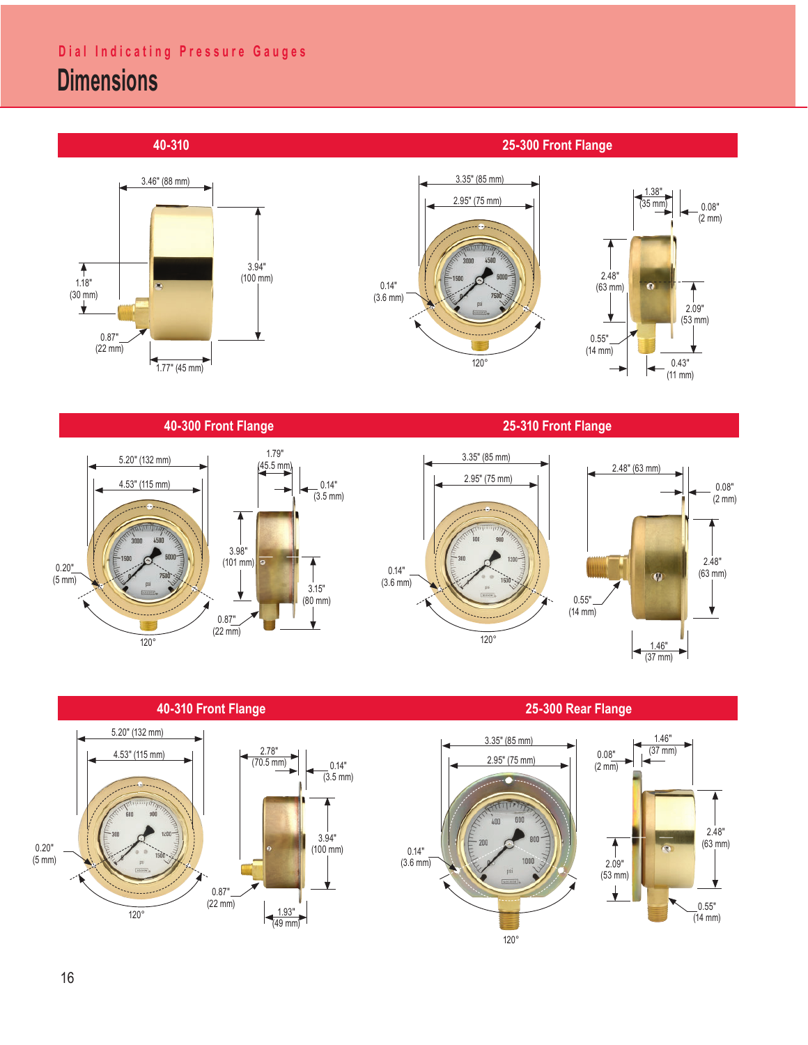Dial Indicating Pressure Gauges

# Dimensions

## 40-310

3.46" (88 mm)

3.94" (100 mm)

1.18" (30 mm)

0.87" (22 mm)

1.77" (45 mm)

## 25-300 Front Flange

3.35" (85 mm)

2.95" (75 mm)

0.14" (3.6 mm)

120°

1.38" (35 mm)

0.08" (2 mm)

2.48" (63 mm)

2.09" (53 mm)

0.55" (14 mm)

0.43" (11 mm)

## 40-300 Front Flange

5.20" (132 mm)

4.53" (115 mm)

0.20" (5 mm)

120°

1.79" (45.5 mm)

0.14" (3.5 mm)

3.98" (101 mm)

3.15" (80 mm)

0.87" (22 mm)

## 25-310 Front Flange

3.35" (85 mm)

2.95" (75 mm)

0.14" (3.6 mm)

120°

2.48" (63 mm)

0.08" (2 mm)

2.48" (63 mm)

0.55" (14 mm)

1.46" (37 mm)

## 40-310 Front Flange

5.20" (132 mm)

4.53" (115 mm)

0.20" (5 mm)

120°

2.78" (70.5 mm)

0.14" (3.5 mm)

3.94" (100 mm)

0.87" (22 mm)

1.93" (49 mm)

## 25-300 Rear Flange

3.35" (85 mm)

2.95" (75 mm)

0.14" (3.6 mm)

120°

0.08" (2 mm)

1.46" (37 mm)

2.48" (63 mm)

2.09" (53 mm)

0.55" (14 mm)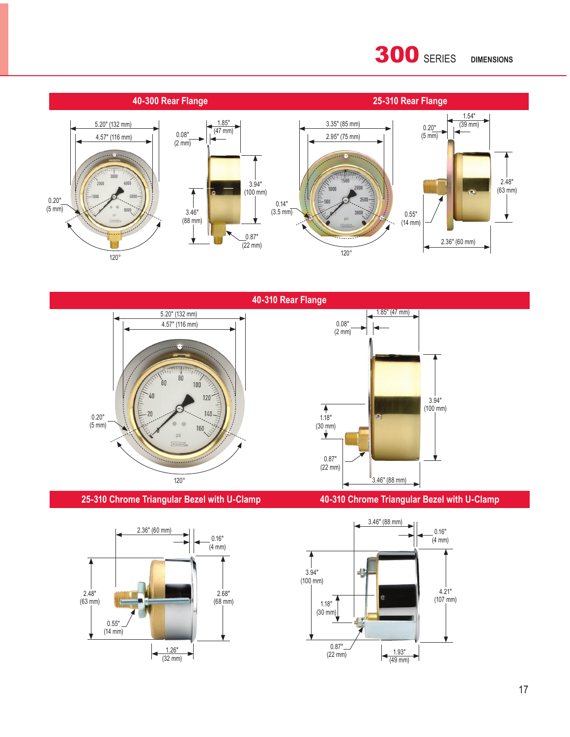# 300 SERIES DIMENSIONS

## 40-300 Rear Flange

5.20" (132 mm)
4.57" (116 mm)
0.20" (5 mm)
120°
1.85" (47 mm)
0.08" (2 mm)
3.94" (100 mm)
3.46" (88 mm)
0.87" (22 mm)

## 25-310 Rear Flange

3.35" (85 mm)
2.95" (75 mm)
0.14" (3.5 mm)
120°
1.54" (39 mm)
0.20" (5 mm)
2.48" (63 mm)
0.55" (14 mm)
2.36" (60 mm)

## 40-310 Rear Flange

5.20" (132 mm)
4.57" (116 mm)
0.20" (5 mm)
120°
1.85" (47 mm)
0.08" (2 mm)
3.94" (100 mm)
1.18" (30 mm)
0.87" (22 mm)
3.46" (88 mm)

## 25-310 Chrome Triangular Bezel with U-Clamp

2.36" (60 mm)
0.16" (4 mm)
2.48" (63 mm)
2.68" (68 mm)
0.55" (14 mm)
1.26" (32 mm)

## 40-310 Chrome Triangular Bezel with U-Clamp

3.46" (88 mm)
0.16" (4 mm)
3.94" (100 mm)
4.21" (107 mm)
1.18" (30 mm)
0.87" (22 mm)
1.93" (49 mm)